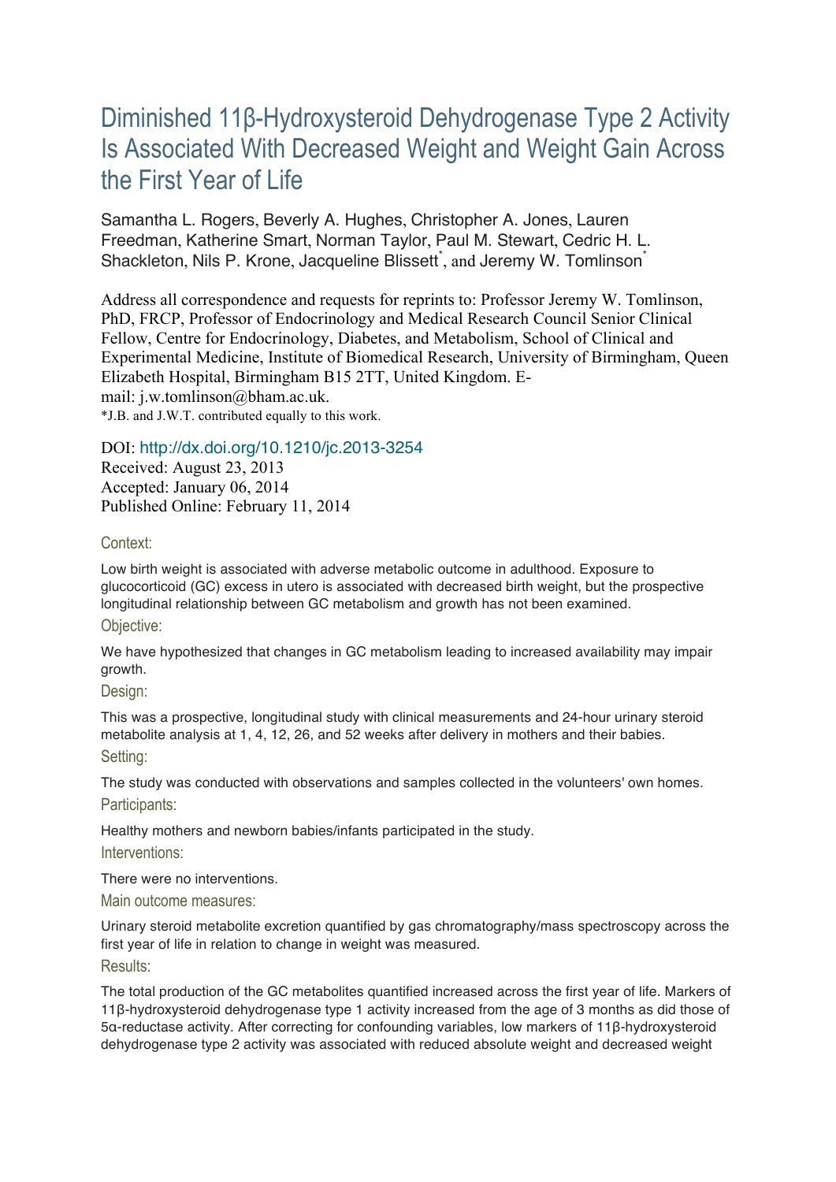# Diminished 11β-Hydroxysteroid Dehydrogenase Type 2 Activity Is Associated With Decreased Weight and Weight Gain Across the First Year of Life

Samantha L. Rogers, Beverly A. Hughes, Christopher A. Jones, Lauren Freedman, Katherine Smart, Norman Taylor, Paul M. Stewart, Cedric H. L. Shackleton, Nils P. Krone, Jacqueline Blissett*, and Jeremy W. Tomlinson*

Address all correspondence and requests for reprints to: Professor Jeremy W. Tomlinson, PhD, FRCP, Professor of Endocrinology and Medical Research Council Senior Clinical Fellow, Centre for Endocrinology, Diabetes, and Metabolism, School of Clinical and Experimental Medicine, Institute of Biomedical Research, University of Birmingham, Queen Elizabeth Hospital, Birmingham B15 2TT, United Kingdom. E-mail: j.w.tomlinson@bham.ac.uk.

*J.B. and J.W.T. contributed equally to this work.

DOI: http://dx.doi.org/10.1210/jc.2013-3254

Received: August 23, 2013

Accepted: January 06, 2014

Published Online: February 11, 2014

### Context:

Low birth weight is associated with adverse metabolic outcome in adulthood. Exposure to glucocorticoid (GC) excess in utero is associated with decreased birth weight, but the prospective longitudinal relationship between GC metabolism and growth has not been examined.

### Objective:

We have hypothesized that changes in GC metabolism leading to increased availability may impair growth.

### Design:

This was a prospective, longitudinal study with clinical measurements and 24-hour urinary steroid metabolite analysis at 1, 4, 12, 26, and 52 weeks after delivery in mothers and their babies.

### Setting:

The study was conducted with observations and samples collected in the volunteers' own homes.

### Participants:

Healthy mothers and newborn babies/infants participated in the study.

### Interventions:

There were no interventions.

### Main outcome measures:

Urinary steroid metabolite excretion quantified by gas chromatography/mass spectroscopy across the first year of life in relation to change in weight was measured.

### Results:

The total production of the GC metabolites quantified increased across the first year of life. Markers of 11β-hydroxysteroid dehydrogenase type 1 activity increased from the age of 3 months as did those of 5α-reductase activity. After correcting for confounding variables, low markers of 11β-hydroxysteroid dehydrogenase type 2 activity was associated with reduced absolute weight and decreased weight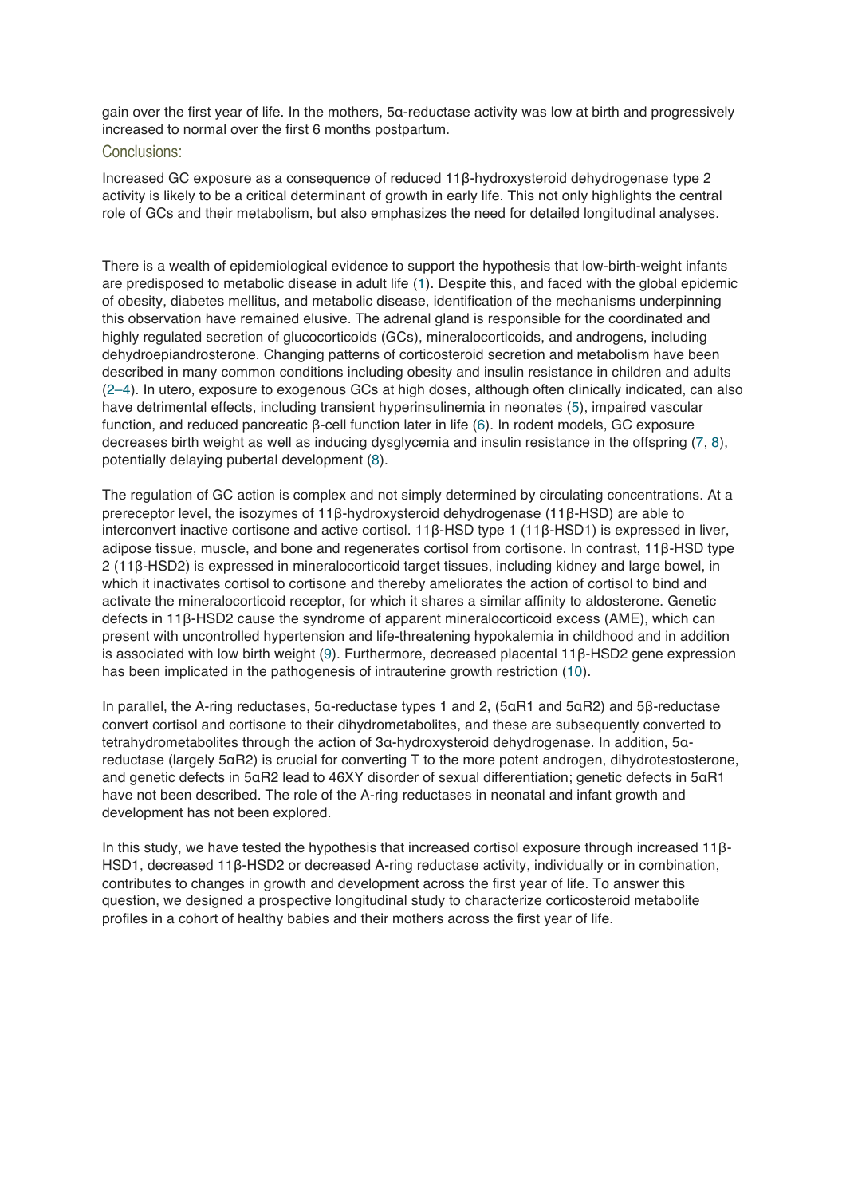gain over the first year of life. In the mothers, 5α-reductase activity was low at birth and progressively increased to normal over the first 6 months postpartum.

## Conclusions:

Increased GC exposure as a consequence of reduced 11β-hydroxysteroid dehydrogenase type 2 activity is likely to be a critical determinant of growth in early life. This not only highlights the central role of GCs and their metabolism, but also emphasizes the need for detailed longitudinal analyses.

There is a wealth of epidemiological evidence to support the hypothesis that low-birth-weight infants are predisposed to metabolic disease in adult life (1). Despite this, and faced with the global epidemic of obesity, diabetes mellitus, and metabolic disease, identification of the mechanisms underpinning this observation have remained elusive. The adrenal gland is responsible for the coordinated and highly regulated secretion of glucocorticoids (GCs), mineralocorticoids, and androgens, including dehydroepiandrosterone. Changing patterns of corticosteroid secretion and metabolism have been described in many common conditions including obesity and insulin resistance in children and adults (2–4). In utero, exposure to exogenous GCs at high doses, although often clinically indicated, can also have detrimental effects, including transient hyperinsulinemia in neonates (5), impaired vascular function, and reduced pancreatic β-cell function later in life (6). In rodent models, GC exposure decreases birth weight as well as inducing dysglycemia and insulin resistance in the offspring (7, 8), potentially delaying pubertal development (8).

The regulation of GC action is complex and not simply determined by circulating concentrations. At a prereceptor level, the isozymes of 11β-hydroxysteroid dehydrogenase (11β-HSD) are able to interconvert inactive cortisone and active cortisol. 11β-HSD type 1 (11β-HSD1) is expressed in liver, adipose tissue, muscle, and bone and regenerates cortisol from cortisone. In contrast, 11β-HSD type 2 (11β-HSD2) is expressed in mineralocorticoid target tissues, including kidney and large bowel, in which it inactivates cortisol to cortisone and thereby ameliorates the action of cortisol to bind and activate the mineralocorticoid receptor, for which it shares a similar affinity to aldosterone. Genetic defects in 11β-HSD2 cause the syndrome of apparent mineralocorticoid excess (AME), which can present with uncontrolled hypertension and life-threatening hypokalemia in childhood and in addition is associated with low birth weight (9). Furthermore, decreased placental 11β-HSD2 gene expression has been implicated in the pathogenesis of intrauterine growth restriction (10).

In parallel, the A-ring reductases, 5α-reductase types 1 and 2, (5αR1 and 5αR2) and 5β-reductase convert cortisol and cortisone to their dihydrometabolites, and these are subsequently converted to tetrahydrometabolites through the action of 3α-hydroxysteroid dehydrogenase. In addition, 5α-reductase (largely 5αR2) is crucial for converting T to the more potent androgen, dihydrotestosterone, and genetic defects in 5αR2 lead to 46XY disorder of sexual differentiation; genetic defects in 5αR1 have not been described. The role of the A-ring reductases in neonatal and infant growth and development has not been explored.

In this study, we have tested the hypothesis that increased cortisol exposure through increased 11β-HSD1, decreased 11β-HSD2 or decreased A-ring reductase activity, individually or in combination, contributes to changes in growth and development across the first year of life. To answer this question, we designed a prospective longitudinal study to characterize corticosteroid metabolite profiles in a cohort of healthy babies and their mothers across the first year of life.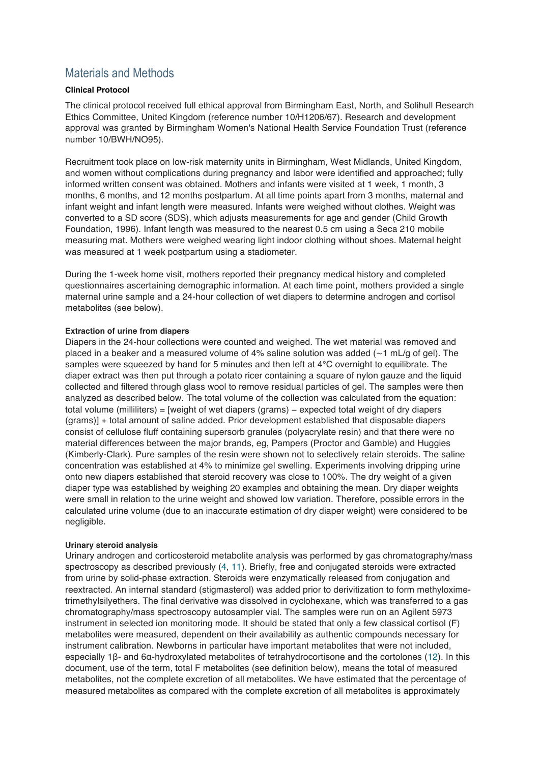## Materials and Methods

#### Clinical Protocol

The clinical protocol received full ethical approval from Birmingham East, North, and Solihull Research Ethics Committee, United Kingdom (reference number 10/H1206/67). Research and development approval was granted by Birmingham Women's National Health Service Foundation Trust (reference number 10/BWH/NO95).

Recruitment took place on low-risk maternity units in Birmingham, West Midlands, United Kingdom, and women without complications during pregnancy and labor were identified and approached; fully informed written consent was obtained. Mothers and infants were visited at 1 week, 1 month, 3 months, 6 months, and 12 months postpartum. At all time points apart from 3 months, maternal and infant weight and infant length were measured. Infants were weighed without clothes. Weight was converted to a SD score (SDS), which adjusts measurements for age and gender (Child Growth Foundation, 1996). Infant length was measured to the nearest 0.5 cm using a Seca 210 mobile measuring mat. Mothers were weighed wearing light indoor clothing without shoes. Maternal height was measured at 1 week postpartum using a stadiometer.

During the 1-week home visit, mothers reported their pregnancy medical history and completed questionnaires ascertaining demographic information. At each time point, mothers provided a single maternal urine sample and a 24-hour collection of wet diapers to determine androgen and cortisol metabolites (see below).

##### Extraction of urine from diapers

Diapers in the 24-hour collections were counted and weighed. The wet material was removed and placed in a beaker and a measured volume of 4% saline solution was added (~1 mL/g of gel). The samples were squeezed by hand for 5 minutes and then left at 4°C overnight to equilibrate. The diaper extract was then put through a potato ricer containing a square of nylon gauze and the liquid collected and filtered through glass wool to remove residual particles of gel. The samples were then analyzed as described below. The total volume of the collection was calculated from the equation: total volume (milliliters) = [weight of wet diapers (grams) − expected total weight of dry diapers (grams)] + total amount of saline added. Prior development established that disposable diapers consist of cellulose fluff containing supersorb granules (polyacrylate resin) and that there were no material differences between the major brands, eg, Pampers (Proctor and Gamble) and Huggies (Kimberly-Clark). Pure samples of the resin were shown not to selectively retain steroids. The saline concentration was established at 4% to minimize gel swelling. Experiments involving dripping urine onto new diapers established that steroid recovery was close to 100%. The dry weight of a given diaper type was established by weighing 20 examples and obtaining the mean. Dry diaper weights were small in relation to the urine weight and showed low variation. Therefore, possible errors in the calculated urine volume (due to an inaccurate estimation of dry diaper weight) were considered to be negligible.

##### Urinary steroid analysis

Urinary androgen and corticosteroid metabolite analysis was performed by gas chromatography/mass spectroscopy as described previously (4, 11). Briefly, free and conjugated steroids were extracted from urine by solid-phase extraction. Steroids were enzymatically released from conjugation and reextracted. An internal standard (stigmasterol) was added prior to derivitization to form methyloxime-trimethylsilyethers. The final derivative was dissolved in cyclohexane, which was transferred to a gas chromatography/mass spectroscopy autosampler vial. The samples were run on an Agilent 5973 instrument in selected ion monitoring mode. It should be stated that only a few classical cortisol (F) metabolites were measured, dependent on their availability as authentic compounds necessary for instrument calibration. Newborns in particular have important metabolites that were not included, especially 1β- and 6α-hydroxylated metabolites of tetrahydrocortisone and the cortolones (12). In this document, use of the term, total F metabolites (see definition below), means the total of measured metabolites, not the complete excretion of all metabolites. We have estimated that the percentage of measured metabolites as compared with the complete excretion of all metabolites is approximately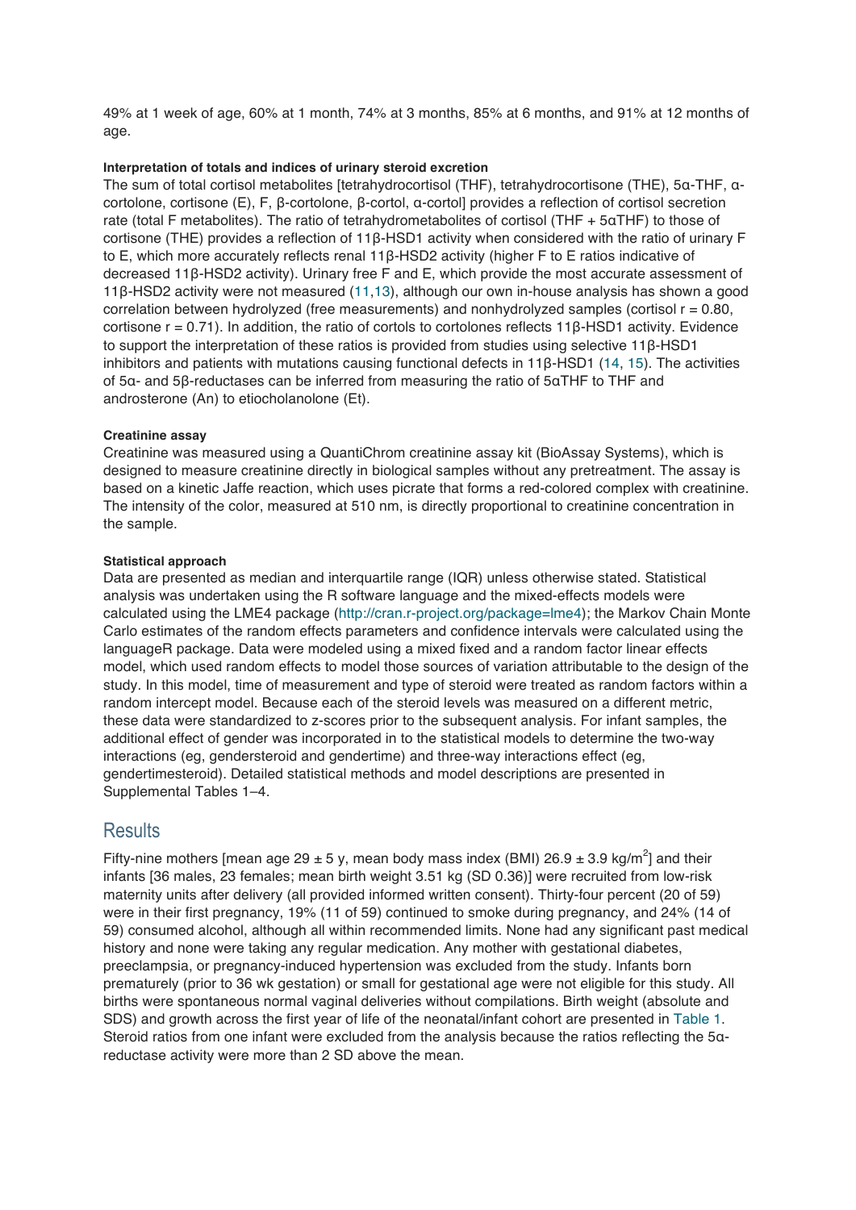49% at 1 week of age, 60% at 1 month, 74% at 3 months, 85% at 6 months, and 91% at 12 months of age.

#### Interpretation of totals and indices of urinary steroid excretion

The sum of total cortisol metabolites [tetrahydrocortisol (THF), tetrahydrocortisone (THE), 5α-THF, α-cortolone, cortisone (E), F, β-cortolone, β-cortol, α-cortol] provides a reflection of cortisol secretion rate (total F metabolites). The ratio of tetrahydrometabolites of cortisol (THF + 5αTHF) to those of cortisone (THE) provides a reflection of 11β-HSD1 activity when considered with the ratio of urinary F to E, which more accurately reflects renal 11β-HSD2 activity (higher F to E ratios indicative of decreased 11β-HSD2 activity). Urinary free F and E, which provide the most accurate assessment of 11β-HSD2 activity were not measured (11,13), although our own in-house analysis has shown a good correlation between hydrolyzed (free measurements) and nonhydrolyzed samples (cortisol $r = 0.80$, cortisone $r = 0.71$). In addition, the ratio of cortols to cortolones reflects 11β-HSD1 activity. Evidence to support the interpretation of these ratios is provided from studies using selective 11β-HSD1 inhibitors and patients with mutations causing functional defects in 11β-HSD1 (14, 15). The activities of 5α- and 5β-reductases can be inferred from measuring the ratio of 5αTHF to THF and androsterone (An) to etiocholanolone (Et).

#### Creatinine assay

Creatinine was measured using a QuantiChrom creatinine assay kit (BioAssay Systems), which is designed to measure creatinine directly in biological samples without any pretreatment. The assay is based on a kinetic Jaffe reaction, which uses picrate that forms a red-colored complex with creatinine. The intensity of the color, measured at 510 nm, is directly proportional to creatinine concentration in the sample.

#### Statistical approach

Data are presented as median and interquartile range (IQR) unless otherwise stated. Statistical analysis was undertaken using the R software language and the mixed-effects models were calculated using the LME4 package (http://cran.r-project.org/package=lme4); the Markov Chain Monte Carlo estimates of the random effects parameters and confidence intervals were calculated using the languageR package. Data were modeled using a mixed fixed and a random factor linear effects model, which used random effects to model those sources of variation attributable to the design of the study. In this model, time of measurement and type of steroid were treated as random factors within a random intercept model. Because each of the steroid levels was measured on a different metric, these data were standardized to z-scores prior to the subsequent analysis. For infant samples, the additional effect of gender was incorporated in to the statistical models to determine the two-way interactions (eg, gendersteroid and gendertime) and three-way interactions effect (eg, gendertimesteroid). Detailed statistical methods and model descriptions are presented in Supplemental Tables 1–4.

## Results

Fifty-nine mothers [mean age 29 ± 5 y, mean body mass index (BMI) 26.9 ± 3.9 kg/m$^2$] and their infants [36 males, 23 females; mean birth weight 3.51 kg (SD 0.36)] were recruited from low-risk maternity units after delivery (all provided informed written consent). Thirty-four percent (20 of 59) were in their first pregnancy, 19% (11 of 59) continued to smoke during pregnancy, and 24% (14 of 59) consumed alcohol, although all within recommended limits. None had any significant past medical history and none were taking any regular medication. Any mother with gestational diabetes, preeclampsia, or pregnancy-induced hypertension was excluded from the study. Infants born prematurely (prior to 36 wk gestation) or small for gestational age were not eligible for this study. All births were spontaneous normal vaginal deliveries without compilations. Birth weight (absolute and SDS) and growth across the first year of life of the neonatal/infant cohort are presented in Table 1. Steroid ratios from one infant were excluded from the analysis because the ratios reflecting the 5α-reductase activity were more than 2 SD above the mean.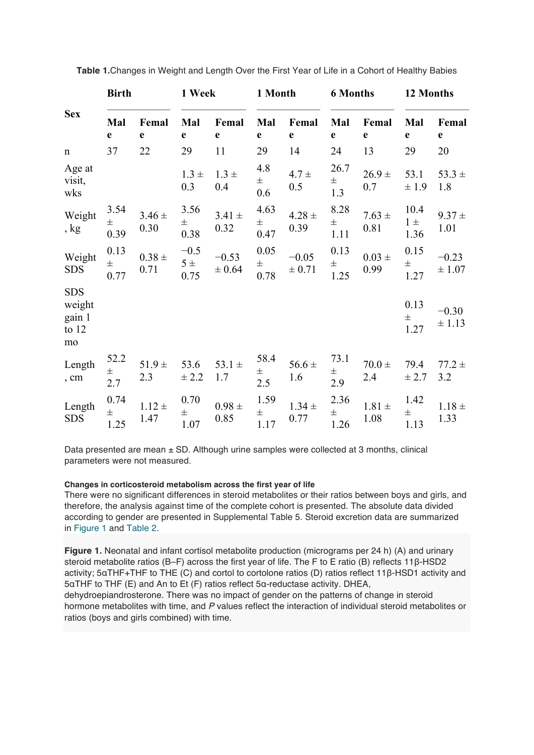**Table 1.** Changes in Weight and Length Over the First Year of Life in a Cohort of Healthy Babies

| Sex | Birth | | 1 Week | | 1 Month | | 6 Months | | 12 Months | |
|---|---|---|---|---|---|---|---|---|---|---|
| | Male | Female | Male | Female | Male | Female | Male | Female | Male | Female |
| n | 37 | 22 | 29 | 11 | 29 | 14 | 24 | 13 | 29 | 20 |
| Age at visit, wks | | | 1.3 ± 0.3 | 1.3 ± 0.4 | 4.8 ± 0.6 | 4.7 ± 0.5 | 26.7 ± 1.3 | 26.9 ± 0.7 | 53.1 ± 1.9 | 53.3 ± 1.8 |
| Weight, kg | 3.54 ± 0.39 | 3.46 ± 0.30 | 3.56 ± 0.38 | 3.41 ± 0.32 | 4.63 ± 0.47 | 4.28 ± 0.39 | 8.28 ± 1.11 | 7.63 ± 0.81 | 10.41 ± 1.36 | 9.37 ± 1.01 |
| Weight SDS | 0.13 ± 0.77 | 0.38 ± 0.71 | −0.55 ± 0.75 | −0.53 ± 0.64 | 0.05 ± 0.78 | −0.05 ± 0.71 | 0.13 ± 1.25 | 0.03 ± 0.99 | 0.15 ± 1.27 | −0.23 ± 1.07 |
| SDS weight gain 1 to 12 mo | | | | | | | | | 0.13 ± 1.27 | −0.30 ± 1.13 |
| Length, cm | 52.2 ± 2.7 | 51.9 ± 2.3 | 53.6 ± 2.2 | 53.1 ± 1.7 | 58.4 ± 2.5 | 56.6 ± 1.6 | 73.1 ± 2.9 | 70.0 ± 2.4 | 79.4 ± 2.7 | 77.2 ± 3.2 |
| Length SDS | 0.74 ± 1.25 | 1.12 ± 1.47 | 0.70 ± 1.07 | 0.98 ± 0.85 | 1.59 ± 1.17 | 1.34 ± 0.77 | 2.36 ± 1.26 | 1.81 ± 1.08 | 1.42 ± 1.13 | 1.18 ± 1.33 |

Data presented are mean ± SD. Although urine samples were collected at 3 months, clinical parameters were not measured.

#### Changes in corticosteroid metabolism across the first year of life

There were no significant differences in steroid metabolites or their ratios between boys and girls, and therefore, the analysis against time of the complete cohort is presented. The absolute data divided according to gender are presented in Supplemental Table 5. Steroid excretion data are summarized in Figure 1 and Table 2.

**Figure 1.** Neonatal and infant cortisol metabolite production (micrograms per 24 h) (A) and urinary steroid metabolite ratios (B–F) across the first year of life. The F to E ratio (B) reflects 11β-HSD2 activity; 5αTHF+THF to THE (C) and cortol to cortolone ratios (D) ratios reflect 11β-HSD1 activity and 5αTHF to THF (E) and An to Et (F) ratios reflect 5α-reductase activity. DHEA, dehydroepiandrosterone. There was no impact of gender on the patterns of change in steroid hormone metabolites with time, and *P* values reflect the interaction of individual steroid metabolites or ratios (boys and girls combined) with time.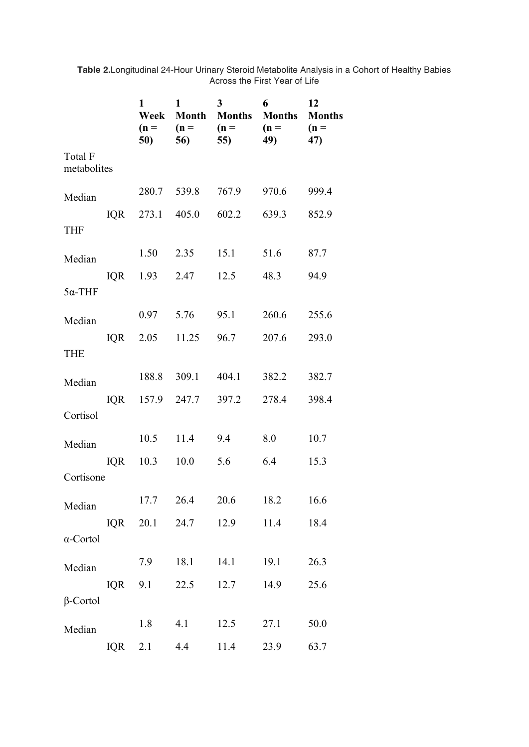**Table 2.** Longitudinal 24-Hour Urinary Steroid Metabolite Analysis in a Cohort of Healthy Babies Across the First Year of Life

| | | 1 Week (n = 50) | 1 Month (n = 56) | 3 Months (n = 55) | 6 Months (n = 49) | 12 Months (n = 47) |
|---|---|---|---|---|---|---|
| Total F metabolites | | | | | | |
| Median | | 280.7 | 539.8 | 767.9 | 970.6 | 999.4 |
| | IQR | 273.1 | 405.0 | 602.2 | 639.3 | 852.9 |
| THF | | | | | | |
| Median | | 1.50 | 2.35 | 15.1 | 51.6 | 87.7 |
| | IQR | 1.93 | 2.47 | 12.5 | 48.3 | 94.9 |
| 5α-THF | | | | | | |
| Median | | 0.97 | 5.76 | 95.1 | 260.6 | 255.6 |
| | IQR | 2.05 | 11.25 | 96.7 | 207.6 | 293.0 |
| THE | | | | | | |
| Median | | 188.8 | 309.1 | 404.1 | 382.2 | 382.7 |
| | IQR | 157.9 | 247.7 | 397.2 | 278.4 | 398.4 |
| Cortisol | | | | | | |
| Median | | 10.5 | 11.4 | 9.4 | 8.0 | 10.7 |
| | IQR | 10.3 | 10.0 | 5.6 | 6.4 | 15.3 |
| Cortisone | | | | | | |
| Median | | 17.7 | 26.4 | 20.6 | 18.2 | 16.6 |
| | IQR | 20.1 | 24.7 | 12.9 | 11.4 | 18.4 |
| α-Cortol | | | | | | |
| Median | | 7.9 | 18.1 | 14.1 | 19.1 | 26.3 |
| | IQR | 9.1 | 22.5 | 12.7 | 14.9 | 25.6 |
| β-Cortol | | | | | | |
| Median | | 1.8 | 4.1 | 12.5 | 27.1 | 50.0 |
| | IQR | 2.1 | 4.4 | 11.4 | 23.9 | 63.7 |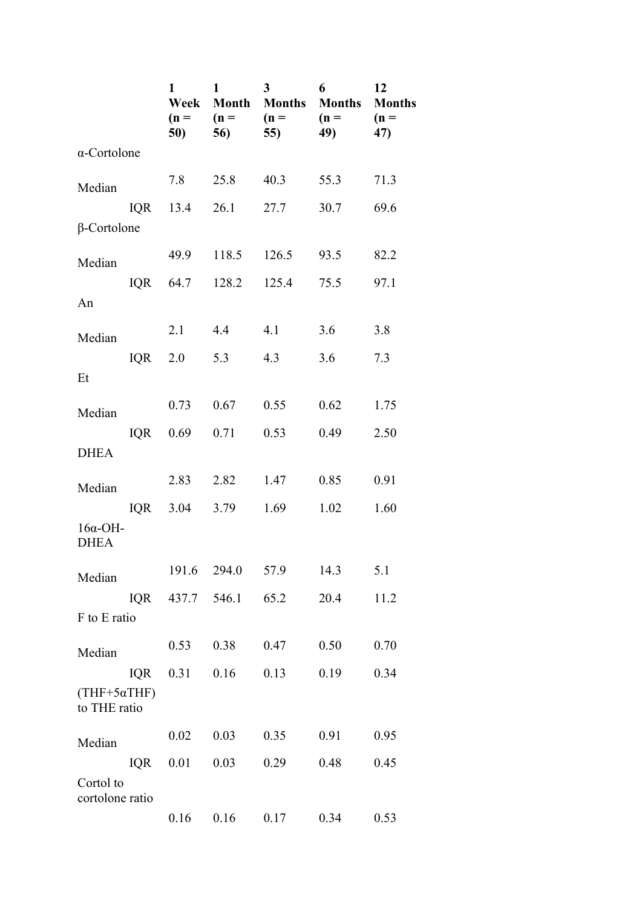| | | 1 Week (n = 50) | 1 Month (n = 56) | 3 Months (n = 55) | 6 Months (n = 49) | 12 Months (n = 47) |
|---|---|---|---|---|---|---|
| α-Cortolone | | | | | | |
| Median | | 7.8 | 25.8 | 40.3 | 55.3 | 71.3 |
| | IQR | 13.4 | 26.1 | 27.7 | 30.7 | 69.6 |
| β-Cortolone | | | | | | |
| Median | | 49.9 | 118.5 | 126.5 | 93.5 | 82.2 |
| | IQR | 64.7 | 128.2 | 125.4 | 75.5 | 97.1 |
| An | | | | | | |
| Median | | 2.1 | 4.4 | 4.1 | 3.6 | 3.8 |
| | IQR | 2.0 | 5.3 | 4.3 | 3.6 | 7.3 |
| Et | | | | | | |
| Median | | 0.73 | 0.67 | 0.55 | 0.62 | 1.75 |
| | IQR | 0.69 | 0.71 | 0.53 | 0.49 | 2.50 |
| DHEA | | | | | | |
| Median | | 2.83 | 2.82 | 1.47 | 0.85 | 0.91 |
| | IQR | 3.04 | 3.79 | 1.69 | 1.02 | 1.60 |
| 16α-OH-DHEA | | | | | | |
| Median | | 191.6 | 294.0 | 57.9 | 14.3 | 5.1 |
| | IQR | 437.7 | 546.1 | 65.2 | 20.4 | 11.2 |
| F to E ratio | | | | | | |
| Median | | 0.53 | 0.38 | 0.47 | 0.50 | 0.70 |
| | IQR | 0.31 | 0.16 | 0.13 | 0.19 | 0.34 |
| (THF+5αTHF) to THE ratio | | | | | | |
| Median | | 0.02 | 0.03 | 0.35 | 0.91 | 0.95 |
| | IQR | 0.01 | 0.03 | 0.29 | 0.48 | 0.45 |
| Cortol to cortolone ratio | | | | | | |
| | | 0.16 | 0.16 | 0.17 | 0.34 | 0.53 |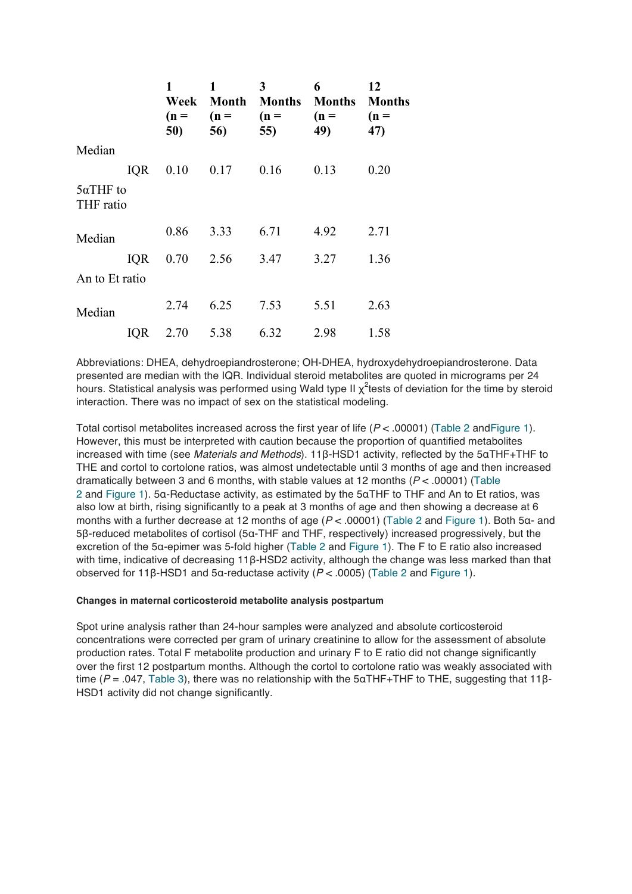| | | 1 Week (n = 50) | 1 Month (n = 56) | 3 Months (n = 55) | 6 Months (n = 49) | 12 Months (n = 47) |
|---|---|---|---|---|---|---|
| Median | | | | | | |
| | IQR | 0.10 | 0.17 | 0.16 | 0.13 | 0.20 |
| 5αTHF to THF ratio | | | | | | |
| Median | | 0.86 | 3.33 | 6.71 | 4.92 | 2.71 |
| | IQR | 0.70 | 2.56 | 3.47 | 3.27 | 1.36 |
| An to Et ratio | | | | | | |
| Median | | 2.74 | 6.25 | 7.53 | 5.51 | 2.63 |
| | IQR | 2.70 | 5.38 | 6.32 | 2.98 | 1.58 |

Abbreviations: DHEA, dehydroepiandrosterone; OH-DHEA, hydroxydehydroepiandrosterone. Data presented are median with the IQR. Individual steroid metabolites are quoted in micrograms per 24 hours. Statistical analysis was performed using Wald type II $\chi^2$tests of deviation for the time by steroid interaction. There was no impact of sex on the statistical modeling.

Total cortisol metabolites increased across the first year of life ($P < .00001$) (Table 2 andFigure 1). However, this must be interpreted with caution because the proportion of quantified metabolites increased with time (see *Materials and Methods*). 11β-HSD1 activity, reflected by the 5αTHF+THF to THE and cortol to cortolone ratios, was almost undetectable until 3 months of age and then increased dramatically between 3 and 6 months, with stable values at 12 months ($P < .00001$) (Table 2 and Figure 1). 5α-Reductase activity, as estimated by the 5αTHF to THF and An to Et ratios, was also low at birth, rising significantly to a peak at 3 months of age and then showing a decrease at 6 months with a further decrease at 12 months of age ($P < .00001$) (Table 2 and Figure 1). Both 5α- and 5β-reduced metabolites of cortisol (5α-THF and THF, respectively) increased progressively, but the excretion of the 5α-epimer was 5-fold higher (Table 2 and Figure 1). The F to E ratio also increased with time, indicative of decreasing 11β-HSD2 activity, although the change was less marked than that observed for 11β-HSD1 and 5α-reductase activity ($P < .0005$) (Table 2 and Figure 1).

#### Changes in maternal corticosteroid metabolite analysis postpartum

Spot urine analysis rather than 24-hour samples were analyzed and absolute corticosteroid concentrations were corrected per gram of urinary creatinine to allow for the assessment of absolute production rates. Total F metabolite production and urinary F to E ratio did not change significantly over the first 12 postpartum months. Although the cortol to cortolone ratio was weakly associated with time ($P = .047$, Table 3), there was no relationship with the 5αTHF+THF to THE, suggesting that 11β-HSD1 activity did not change significantly.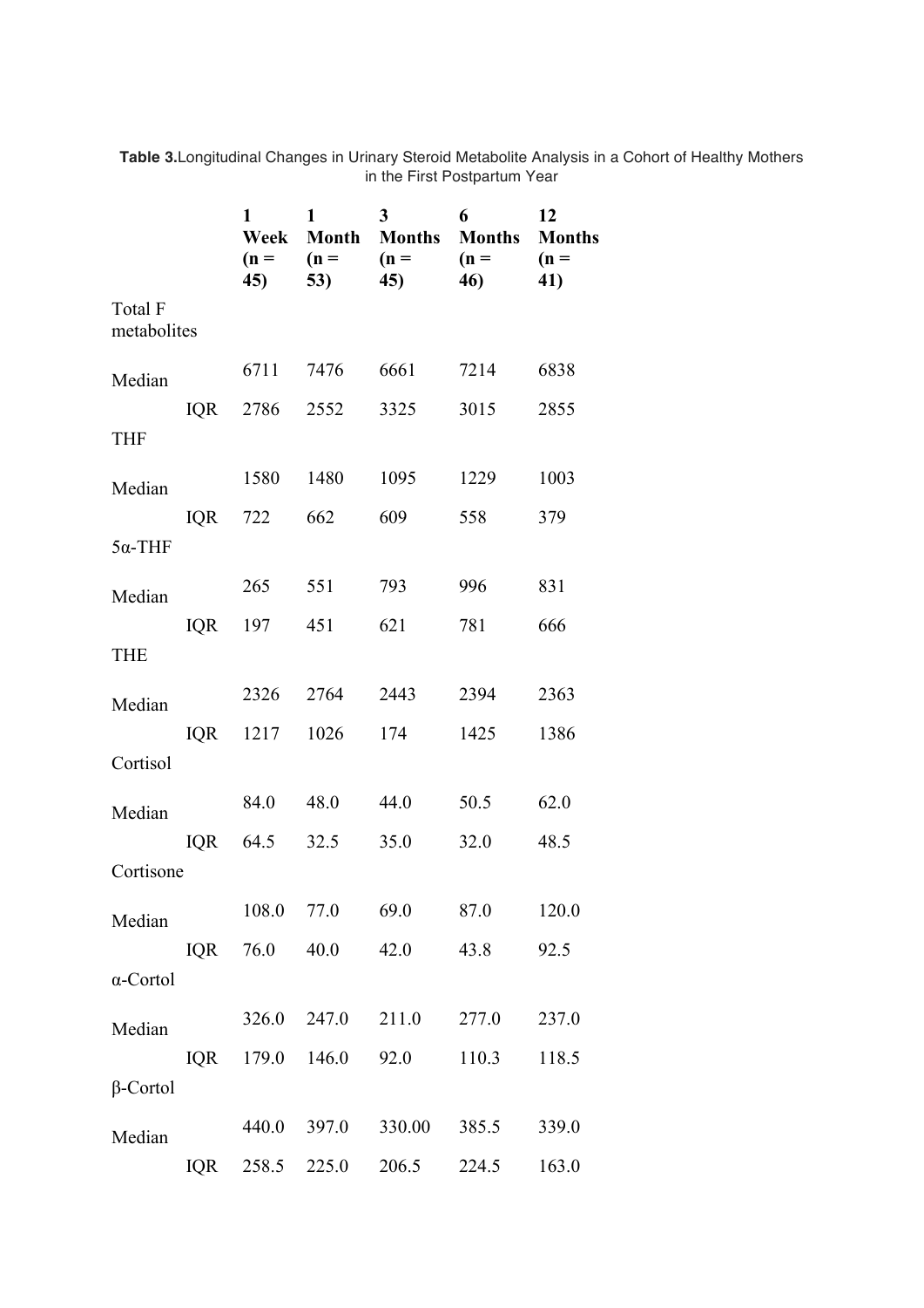**Table 3.** Longitudinal Changes in Urinary Steroid Metabolite Analysis in a Cohort of Healthy Mothers in the First Postpartum Year

| | | 1 Week (n = 45) | 1 Month (n = 53) | 3 Months (n = 45) | 6 Months (n = 46) | 12 Months (n = 41) |
|---|---|---|---|---|---|---|
| Total F metabolites | | | | | | |
| Median | | 6711 | 7476 | 6661 | 7214 | 6838 |
| | IQR | 2786 | 2552 | 3325 | 3015 | 2855 |
| THF | | | | | | |
| Median | | 1580 | 1480 | 1095 | 1229 | 1003 |
| | IQR | 722 | 662 | 609 | 558 | 379 |
| 5α-THF | | | | | | |
| Median | | 265 | 551 | 793 | 996 | 831 |
| | IQR | 197 | 451 | 621 | 781 | 666 |
| THE | | | | | | |
| Median | | 2326 | 2764 | 2443 | 2394 | 2363 |
| | IQR | 1217 | 1026 | 174 | 1425 | 1386 |
| Cortisol | | | | | | |
| Median | | 84.0 | 48.0 | 44.0 | 50.5 | 62.0 |
| | IQR | 64.5 | 32.5 | 35.0 | 32.0 | 48.5 |
| Cortisone | | | | | | |
| Median | | 108.0 | 77.0 | 69.0 | 87.0 | 120.0 |
| | IQR | 76.0 | 40.0 | 42.0 | 43.8 | 92.5 |
| α-Cortol | | | | | | |
| Median | | 326.0 | 247.0 | 211.0 | 277.0 | 237.0 |
| | IQR | 179.0 | 146.0 | 92.0 | 110.3 | 118.5 |
| β-Cortol | | | | | | |
| Median | | 440.0 | 397.0 | 330.00 | 385.5 | 339.0 |
| | IQR | 258.5 | 225.0 | 206.5 | 224.5 | 163.0 |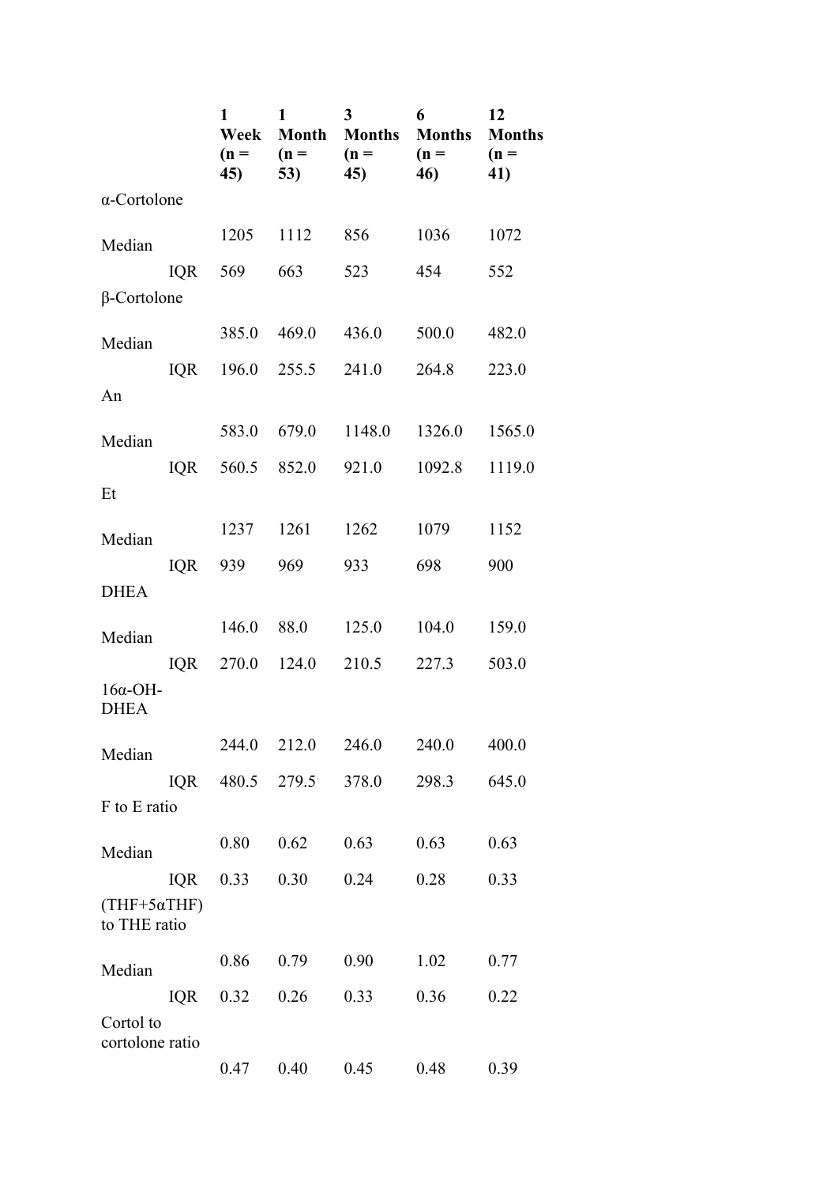| | | 1 Week (n = 45) | 1 Month (n = 53) | 3 Months (n = 45) | 6 Months (n = 46) | 12 Months (n = 41) |
|---|---|---|---|---|---|---|
| α-Cortolone | | | | | | |
| Median | | 1205 | 1112 | 856 | 1036 | 1072 |
| | IQR | 569 | 663 | 523 | 454 | 552 |
| β-Cortolone | | | | | | |
| Median | | 385.0 | 469.0 | 436.0 | 500.0 | 482.0 |
| | IQR | 196.0 | 255.5 | 241.0 | 264.8 | 223.0 |
| An | | | | | | |
| Median | | 583.0 | 679.0 | 1148.0 | 1326.0 | 1565.0 |
| | IQR | 560.5 | 852.0 | 921.0 | 1092.8 | 1119.0 |
| Et | | | | | | |
| Median | | 1237 | 1261 | 1262 | 1079 | 1152 |
| | IQR | 939 | 969 | 933 | 698 | 900 |
| DHEA | | | | | | |
| Median | | 146.0 | 88.0 | 125.0 | 104.0 | 159.0 |
| | IQR | 270.0 | 124.0 | 210.5 | 227.3 | 503.0 |
| 16α-OH-DHEA | | | | | | |
| Median | | 244.0 | 212.0 | 246.0 | 240.0 | 400.0 |
| | IQR | 480.5 | 279.5 | 378.0 | 298.3 | 645.0 |
| F to E ratio | | | | | | |
| Median | | 0.80 | 0.62 | 0.63 | 0.63 | 0.63 |
| | IQR | 0.33 | 0.30 | 0.24 | 0.28 | 0.33 |
| (THF+5αTHF) to THE ratio | | | | | | |
| Median | | 0.86 | 0.79 | 0.90 | 1.02 | 0.77 |
| | IQR | 0.32 | 0.26 | 0.33 | 0.36 | 0.22 |
| Cortol to cortolone ratio | | | | | | |
| | | 0.47 | 0.40 | 0.45 | 0.48 | 0.39 |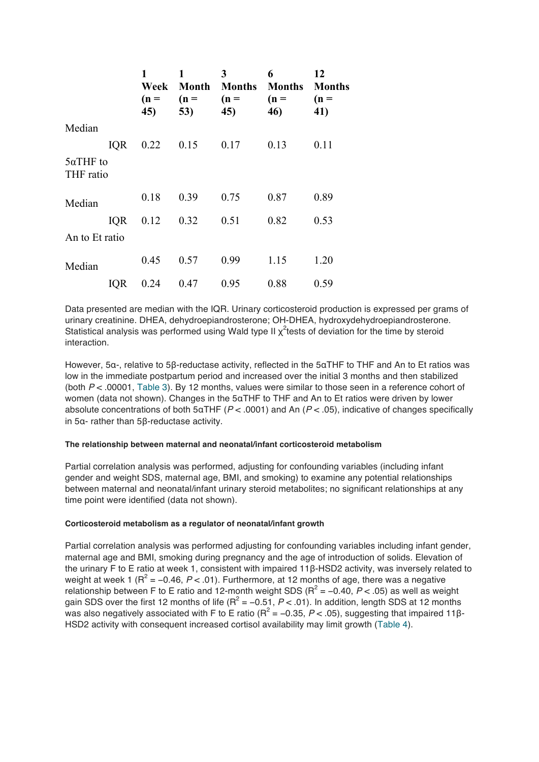| | | 1 Week (n = 45) | 1 Month (n = 53) | 3 Months (n = 45) | 6 Months (n = 46) | 12 Months (n = 41) |
|---|---|---|---|---|---|---|
| Median | | | | | | |
| | IQR | 0.22 | 0.15 | 0.17 | 0.13 | 0.11 |
| 5αTHF to THF ratio | | | | | | |
| Median | | 0.18 | 0.39 | 0.75 | 0.87 | 0.89 |
| | IQR | 0.12 | 0.32 | 0.51 | 0.82 | 0.53 |
| An to Et ratio | | | | | | |
| Median | | 0.45 | 0.57 | 0.99 | 1.15 | 1.20 |
| | IQR | 0.24 | 0.47 | 0.95 | 0.88 | 0.59 |

Data presented are median with the IQR. Urinary corticosteroid production is expressed per grams of urinary creatinine. DHEA, dehydroepiandrosterone; OH-DHEA, hydroxydehydroepiandrosterone. Statistical analysis was performed using Wald type II $\chi^2$tests of deviation for the time by steroid interaction.

However, 5α-, relative to 5β-reductase activity, reflected in the 5αTHF to THF and An to Et ratios was low in the immediate postpartum period and increased over the initial 3 months and then stabilized (both $P < .00001$, Table 3). By 12 months, values were similar to those seen in a reference cohort of women (data not shown). Changes in the 5αTHF to THF and An to Et ratios were driven by lower absolute concentrations of both 5αTHF ($P < .0001$) and An ($P < .05$), indicative of changes specifically in 5α- rather than 5β-reductase activity.

#### The relationship between maternal and neonatal/infant corticosteroid metabolism

Partial correlation analysis was performed, adjusting for confounding variables (including infant gender and weight SDS, maternal age, BMI, and smoking) to examine any potential relationships between maternal and neonatal/infant urinary steroid metabolites; no significant relationships at any time point were identified (data not shown).

#### Corticosteroid metabolism as a regulator of neonatal/infant growth

Partial correlation analysis was performed adjusting for confounding variables including infant gender, maternal age and BMI, smoking during pregnancy and the age of introduction of solids. Elevation of the urinary F to E ratio at week 1, consistent with impaired 11β-HSD2 activity, was inversely related to weight at week 1 ($R^2 = -0.46$, $P < .01$). Furthermore, at 12 months of age, there was a negative relationship between F to E ratio and 12-month weight SDS ($R^2 = -0.40$, $P < .05$) as well as weight gain SDS over the first 12 months of life ($R^2 = -0.51$, $P < .01$). In addition, length SDS at 12 months was also negatively associated with F to E ratio ($R^2 = -0.35$, $P < .05$), suggesting that impaired 11β-HSD2 activity with consequent increased cortisol availability may limit growth (Table 4).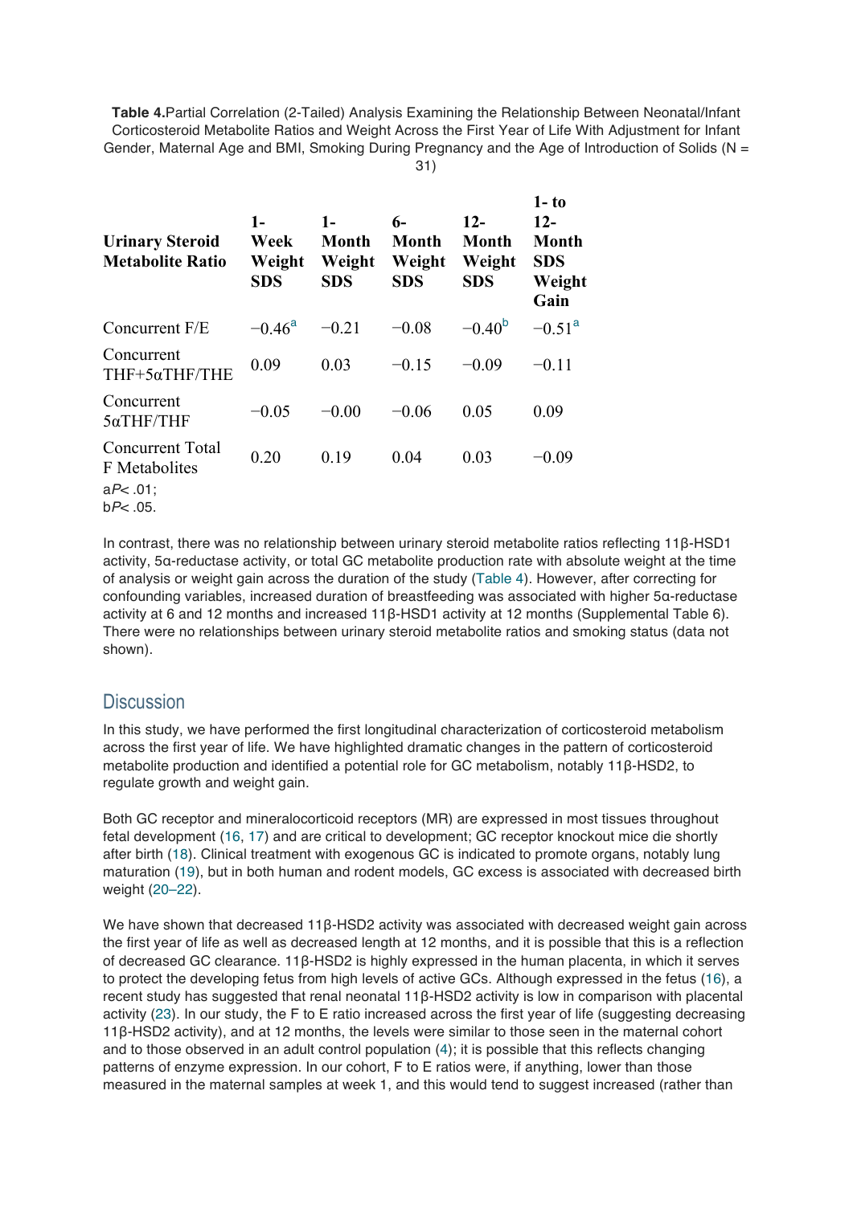**Table 4.** Partial Correlation (2-Tailed) Analysis Examining the Relationship Between Neonatal/Infant Corticosteroid Metabolite Ratios and Weight Across the First Year of Life With Adjustment for Infant Gender, Maternal Age and BMI, Smoking During Pregnancy and the Age of Introduction of Solids (N = 31)

| Urinary Steroid Metabolite Ratio | 1-Week Weight SDS | 1-Month Weight SDS | 6-Month Weight SDS | 12-Month Weight SDS | 1- to 12-Month SDS Weight Gain |
|---|---|---|---|---|---|
| Concurrent F/E | −0.46[a] | −0.21 | −0.08 | −0.40[b] | −0.51[a] |
| Concurrent THF+5αTHF/THE | 0.09 | 0.03 | −0.15 | −0.09 | −0.11 |
| Concurrent 5αTHF/THF | −0.05 | −0.00 | −0.06 | 0.05 | 0.09 |
| Concurrent Total F Metabolites | 0.20 | 0.19 | 0.04 | 0.03 | −0.09 |

a $P < .01$;
b $P < .05$.

In contrast, there was no relationship between urinary steroid metabolite ratios reflecting 11β-HSD1 activity, 5α-reductase activity, or total GC metabolite production rate with absolute weight at the time of analysis or weight gain across the duration of the study (Table 4). However, after correcting for confounding variables, increased duration of breastfeeding was associated with higher 5α-reductase activity at 6 and 12 months and increased 11β-HSD1 activity at 12 months (Supplemental Table 6). There were no relationships between urinary steroid metabolite ratios and smoking status (data not shown).

## Discussion

In this study, we have performed the first longitudinal characterization of corticosteroid metabolism across the first year of life. We have highlighted dramatic changes in the pattern of corticosteroid metabolite production and identified a potential role for GC metabolism, notably 11β-HSD2, to regulate growth and weight gain.

Both GC receptor and mineralocorticoid receptors (MR) are expressed in most tissues throughout fetal development (16, 17) and are critical to development; GC receptor knockout mice die shortly after birth (18). Clinical treatment with exogenous GC is indicated to promote organs, notably lung maturation (19), but in both human and rodent models, GC excess is associated with decreased birth weight (20–22).

We have shown that decreased 11β-HSD2 activity was associated with decreased weight gain across the first year of life as well as decreased length at 12 months, and it is possible that this is a reflection of decreased GC clearance. 11β-HSD2 is highly expressed in the human placenta, in which it serves to protect the developing fetus from high levels of active GCs. Although expressed in the fetus (16), a recent study has suggested that renal neonatal 11β-HSD2 activity is low in comparison with placental activity (23). In our study, the F to E ratio increased across the first year of life (suggesting decreasing 11β-HSD2 activity), and at 12 months, the levels were similar to those seen in the maternal cohort and to those observed in an adult control population (4); it is possible that this reflects changing patterns of enzyme expression. In our cohort, F to E ratios were, if anything, lower than those measured in the maternal samples at week 1, and this would tend to suggest increased (rather than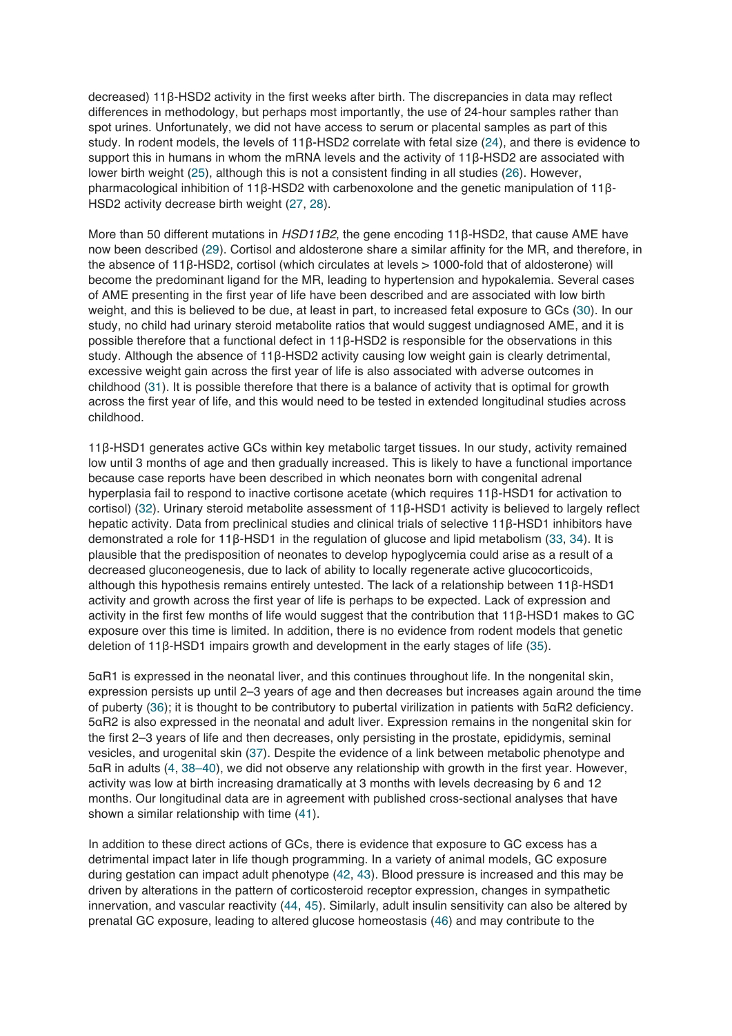decreased) 11β-HSD2 activity in the first weeks after birth. The discrepancies in data may reflect differences in methodology, but perhaps most importantly, the use of 24-hour samples rather than spot urines. Unfortunately, we did not have access to serum or placental samples as part of this study. In rodent models, the levels of 11β-HSD2 correlate with fetal size (24), and there is evidence to support this in humans in whom the mRNA levels and the activity of 11β-HSD2 are associated with lower birth weight (25), although this is not a consistent finding in all studies (26). However, pharmacological inhibition of 11β-HSD2 with carbenoxolone and the genetic manipulation of 11β-HSD2 activity decrease birth weight (27, 28).

More than 50 different mutations in *HSD11B2*, the gene encoding 11β-HSD2, that cause AME have now been described (29). Cortisol and aldosterone share a similar affinity for the MR, and therefore, in the absence of 11β-HSD2, cortisol (which circulates at levels > 1000-fold that of aldosterone) will become the predominant ligand for the MR, leading to hypertension and hypokalemia. Several cases of AME presenting in the first year of life have been described and are associated with low birth weight, and this is believed to be due, at least in part, to increased fetal exposure to GCs (30). In our study, no child had urinary steroid metabolite ratios that would suggest undiagnosed AME, and it is possible therefore that a functional defect in 11β-HSD2 is responsible for the observations in this study. Although the absence of 11β-HSD2 activity causing low weight gain is clearly detrimental, excessive weight gain across the first year of life is also associated with adverse outcomes in childhood (31). It is possible therefore that there is a balance of activity that is optimal for growth across the first year of life, and this would need to be tested in extended longitudinal studies across childhood.

11β-HSD1 generates active GCs within key metabolic target tissues. In our study, activity remained low until 3 months of age and then gradually increased. This is likely to have a functional importance because case reports have been described in which neonates born with congenital adrenal hyperplasia fail to respond to inactive cortisone acetate (which requires 11β-HSD1 for activation to cortisol) (32). Urinary steroid metabolite assessment of 11β-HSD1 activity is believed to largely reflect hepatic activity. Data from preclinical studies and clinical trials of selective 11β-HSD1 inhibitors have demonstrated a role for 11β-HSD1 in the regulation of glucose and lipid metabolism (33, 34). It is plausible that the predisposition of neonates to develop hypoglycemia could arise as a result of a decreased gluconeogenesis, due to lack of ability to locally regenerate active glucocorticoids, although this hypothesis remains entirely untested. The lack of a relationship between 11β-HSD1 activity and growth across the first year of life is perhaps to be expected. Lack of expression and activity in the first few months of life would suggest that the contribution that 11β-HSD1 makes to GC exposure over this time is limited. In addition, there is no evidence from rodent models that genetic deletion of 11β-HSD1 impairs growth and development in the early stages of life (35).

5αR1 is expressed in the neonatal liver, and this continues throughout life. In the nongenital skin, expression persists up until 2–3 years of age and then decreases but increases again around the time of puberty (36); it is thought to be contributory to pubertal virilization in patients with 5αR2 deficiency. 5αR2 is also expressed in the neonatal and adult liver. Expression remains in the nongenital skin for the first 2–3 years of life and then decreases, only persisting in the prostate, epididymis, seminal vesicles, and urogenital skin (37). Despite the evidence of a link between metabolic phenotype and 5αR in adults (4, 38–40), we did not observe any relationship with growth in the first year. However, activity was low at birth increasing dramatically at 3 months with levels decreasing by 6 and 12 months. Our longitudinal data are in agreement with published cross-sectional analyses that have shown a similar relationship with time (41).

In addition to these direct actions of GCs, there is evidence that exposure to GC excess has a detrimental impact later in life though programming. In a variety of animal models, GC exposure during gestation can impact adult phenotype (42, 43). Blood pressure is increased and this may be driven by alterations in the pattern of corticosteroid receptor expression, changes in sympathetic innervation, and vascular reactivity (44, 45). Similarly, adult insulin sensitivity can also be altered by prenatal GC exposure, leading to altered glucose homeostasis (46) and may contribute to the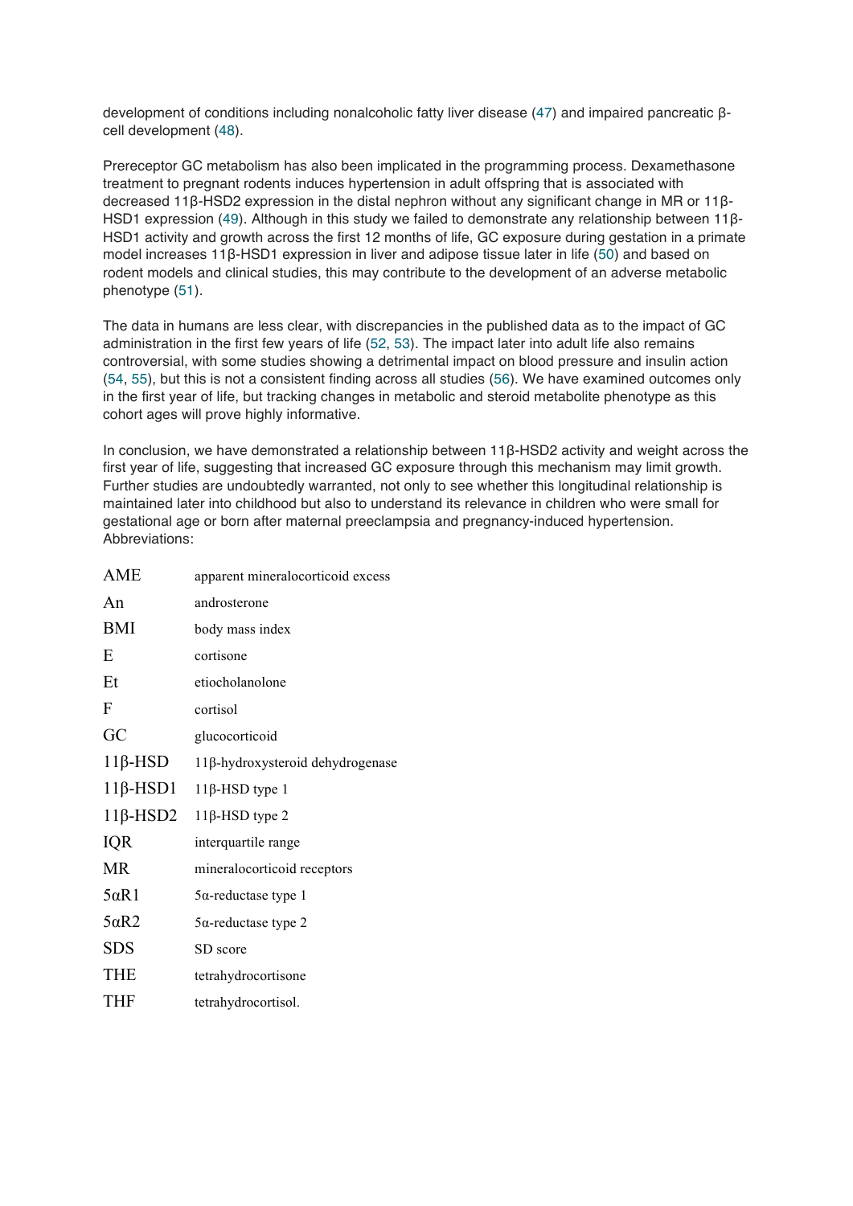development of conditions including nonalcoholic fatty liver disease (47) and impaired pancreatic β-cell development (48).

Prereceptor GC metabolism has also been implicated in the programming process. Dexamethasone treatment to pregnant rodents induces hypertension in adult offspring that is associated with decreased 11β-HSD2 expression in the distal nephron without any significant change in MR or 11β-HSD1 expression (49). Although in this study we failed to demonstrate any relationship between 11β-HSD1 activity and growth across the first 12 months of life, GC exposure during gestation in a primate model increases 11β-HSD1 expression in liver and adipose tissue later in life (50) and based on rodent models and clinical studies, this may contribute to the development of an adverse metabolic phenotype (51).

The data in humans are less clear, with discrepancies in the published data as to the impact of GC administration in the first few years of life (52, 53). The impact later into adult life also remains controversial, with some studies showing a detrimental impact on blood pressure and insulin action (54, 55), but this is not a consistent finding across all studies (56). We have examined outcomes only in the first year of life, but tracking changes in metabolic and steroid metabolite phenotype as this cohort ages will prove highly informative.

In conclusion, we have demonstrated a relationship between 11β-HSD2 activity and weight across the first year of life, suggesting that increased GC exposure through this mechanism may limit growth. Further studies are undoubtedly warranted, not only to see whether this longitudinal relationship is maintained later into childhood but also to understand its relevance in children who were small for gestational age or born after maternal preeclampsia and pregnancy-induced hypertension.

Abbreviations:

| | |
|---|---|
| AME | apparent mineralocorticoid excess |
| An | androsterone |
| BMI | body mass index |
| E | cortisone |
| Et | etiocholanolone |
| F | cortisol |
| GC | glucocorticoid |
| 11β-HSD | 11β-hydroxysteroid dehydrogenase |
| 11β-HSD1 | 11β-HSD type 1 |
| 11β-HSD2 | 11β-HSD type 2 |
| IQR | interquartile range |
| MR | mineralocorticoid receptors |
| 5αR1 | 5α-reductase type 1 |
| 5αR2 | 5α-reductase type 2 |
| SDS | SD score |
| THE | tetrahydrocortisone |
| THF | tetrahydrocortisol. |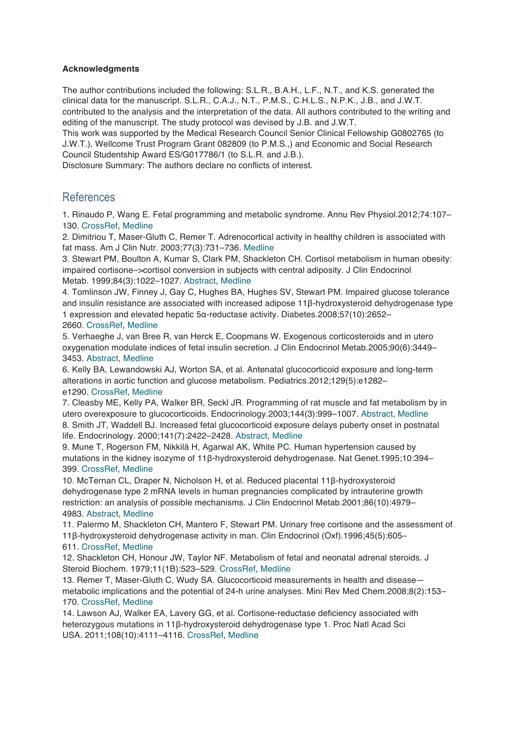**Acknowledgments**

The author contributions included the following: S.L.R., B.A.H., L.F., N.T., and K.S. generated the clinical data for the manuscript. S.L.R., C.A.J., N.T., P.M.S., C.H.L.S., N.P.K., J.B., and J.W.T. contributed to the analysis and the interpretation of the data. All authors contributed to the writing and editing of the manuscript. The study protocol was devised by J.B. and J.W.T.

This work was supported by the Medical Research Council Senior Clinical Fellowship G0802765 (to J.W.T.), Wellcome Trust Program Grant 082809 (to P.M.S.,) and Economic and Social Research Council Studentship Award ES/G017786/1 (to S.L.R. and J.B.).

Disclosure Summary: The authors declare no conflicts of interest.

## References

1. Rinaudo P, Wang E. Fetal programming and metabolic syndrome. Annu Rev Physiol.2012;74:107–130. CrossRef, Medline
2. Dimitriou T, Maser-Gluth C, Remer T. Adrenocortical activity in healthy children is associated with fat mass. Am J Clin Nutr. 2003;77(3):731–736. Medline
3. Stewart PM, Boulton A, Kumar S, Clark PM, Shackleton CH. Cortisol metabolism in human obesity: impaired cortisone–>cortisol conversion in subjects with central adiposity. J Clin Endocrinol Metab. 1999;84(3):1022–1027. Abstract, Medline
4. Tomlinson JW, Finney J, Gay C, Hughes BA, Hughes SV, Stewart PM. Impaired glucose tolerance and insulin resistance are associated with increased adipose 11β-hydroxysteroid dehydrogenase type 1 expression and elevated hepatic 5α-reductase activity. Diabetes.2008;57(10):2652–2660. CrossRef, Medline
5. Verhaeghe J, van Bree R, van Herck E, Coopmans W. Exogenous corticosteroids and in utero oxygenation modulate indices of fetal insulin secretion. J Clin Endocrinol Metab.2005;90(6):3449–3453. Abstract, Medline
6. Kelly BA, Lewandowski AJ, Worton SA, et al. Antenatal glucocorticoid exposure and long-term alterations in aortic function and glucose metabolism. Pediatrics.2012;129(5):e1282–e1290. CrossRef, Medline
7. Cleasby ME, Kelly PA, Walker BR, Seckl JR. Programming of rat muscle and fat metabolism by in utero overexposure to glucocorticoids. Endocrinology.2003;144(3):999–1007. Abstract, Medline
8. Smith JT, Waddell BJ. Increased fetal glucocorticoid exposure delays puberty onset in postnatal life. Endocrinology. 2000;141(7):2422–2428. Abstract, Medline
9. Mune T, Rogerson FM, Nikkilä H, Agarwal AK, White PC. Human hypertension caused by mutations in the kidney isozyme of 11β-hydroxysteroid dehydrogenase. Nat Genet.1995;10:394–399. CrossRef, Medline
10. McTernan CL, Draper N, Nicholson H, et al. Reduced placental 11β-hydroxysteroid dehydrogenase type 2 mRNA levels in human pregnancies complicated by intrauterine growth restriction: an analysis of possible mechanisms. J Clin Endocrinol Metab.2001;86(10):4979–4983. Abstract, Medline
11. Palermo M, Shackleton CH, Mantero F, Stewart PM. Urinary free cortisone and the assessment of 11β-hydroxysteroid dehydrogenase activity in man. Clin Endocrinol (Oxf).1996;45(5):605–611. CrossRef, Medline
12. Shackleton CH, Honour JW, Taylor NF. Metabolism of fetal and neonatal adrenal steroids. J Steroid Biochem. 1979;11(1B):523–529. CrossRef, Medline
13. Remer T, Maser-Gluth C, Wudy SA. Glucocorticoid measurements in health and disease—metabolic implications and the potential of 24-h urine analyses. Mini Rev Med Chem.2008;8(2):153–170. CrossRef, Medline
14. Lawson AJ, Walker EA, Lavery GG, et al. Cortisone-reductase deficiency associated with heterozygous mutations in 11β-hydroxysteroid dehydrogenase type 1. Proc Natl Acad Sci USA. 2011;108(10):4111–4116. CrossRef, Medline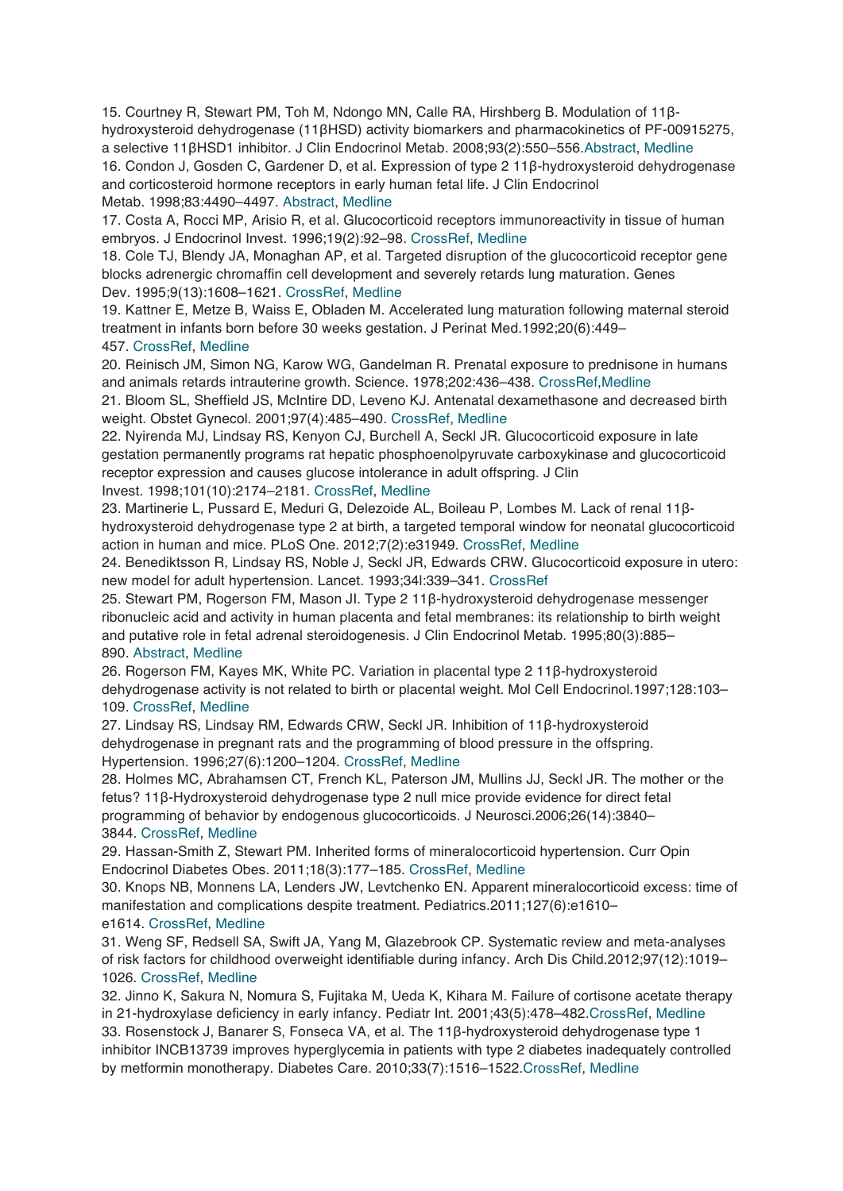15. Courtney R, Stewart PM, Toh M, Ndongo MN, Calle RA, Hirshberg B. Modulation of 11β-hydroxysteroid dehydrogenase (11βHSD) activity biomarkers and pharmacokinetics of PF-00915275, a selective 11βHSD1 inhibitor. J Clin Endocrinol Metab. 2008;93(2):550–556.Abstract, Medline

16. Condon J, Gosden C, Gardener D, et al. Expression of type 2 11β-hydroxysteroid dehydrogenase and corticosteroid hormone receptors in early human fetal life. J Clin Endocrinol Metab. 1998;83:4490–4497. Abstract, Medline

17. Costa A, Rocci MP, Arisio R, et al. Glucocorticoid receptors immunoreactivity in tissue of human embryos. J Endocrinol Invest. 1996;19(2):92–98. CrossRef, Medline

18. Cole TJ, Blendy JA, Monaghan AP, et al. Targeted disruption of the glucocorticoid receptor gene blocks adrenergic chromaffin cell development and severely retards lung maturation. Genes Dev. 1995;9(13):1608–1621. CrossRef, Medline

19. Kattner E, Metze B, Waiss E, Obladen M. Accelerated lung maturation following maternal steroid treatment in infants born before 30 weeks gestation. J Perinat Med.1992;20(6):449–457. CrossRef, Medline

20. Reinisch JM, Simon NG, Karow WG, Gandelman R. Prenatal exposure to prednisone in humans and animals retards intrauterine growth. Science. 1978;202:436–438. CrossRef,Medline

21. Bloom SL, Sheffield JS, McIntire DD, Leveno KJ. Antenatal dexamethasone and decreased birth weight. Obstet Gynecol. 2001;97(4):485–490. CrossRef, Medline

22. Nyirenda MJ, Lindsay RS, Kenyon CJ, Burchell A, Seckl JR. Glucocorticoid exposure in late gestation permanently programs rat hepatic phosphoenolpyruvate carboxykinase and glucocorticoid receptor expression and causes glucose intolerance in adult offspring. J Clin Invest. 1998;101(10):2174–2181. CrossRef, Medline

23. Martinerie L, Pussard E, Meduri G, Delezoide AL, Boileau P, Lombes M. Lack of renal 11β-hydroxysteroid dehydrogenase type 2 at birth, a targeted temporal window for neonatal glucocorticoid action in human and mice. PLoS One. 2012;7(2):e31949. CrossRef, Medline

24. Benediktsson R, Lindsay RS, Noble J, Seckl JR, Edwards CRW. Glucocorticoid exposure in utero: new model for adult hypertension. Lancet. 1993;34l:339–341. CrossRef

25. Stewart PM, Rogerson FM, Mason JI. Type 2 11β-hydroxysteroid dehydrogenase messenger ribonucleic acid and activity in human placenta and fetal membranes: its relationship to birth weight and putative role in fetal adrenal steroidogenesis. J Clin Endocrinol Metab. 1995;80(3):885–890. Abstract, Medline

26. Rogerson FM, Kayes MK, White PC. Variation in placental type 2 11β-hydroxysteroid dehydrogenase activity is not related to birth or placental weight. Mol Cell Endocrinol.1997;128:103–109. CrossRef, Medline

27. Lindsay RS, Lindsay RM, Edwards CRW, Seckl JR. Inhibition of 11β-hydroxysteroid dehydrogenase in pregnant rats and the programming of blood pressure in the offspring. Hypertension. 1996;27(6):1200–1204. CrossRef, Medline

28. Holmes MC, Abrahamsen CT, French KL, Paterson JM, Mullins JJ, Seckl JR. The mother or the fetus? 11β-Hydroxysteroid dehydrogenase type 2 null mice provide evidence for direct fetal programming of behavior by endogenous glucocorticoids. J Neurosci.2006;26(14):3840–3844. CrossRef, Medline

29. Hassan-Smith Z, Stewart PM. Inherited forms of mineralocorticoid hypertension. Curr Opin Endocrinol Diabetes Obes. 2011;18(3):177–185. CrossRef, Medline

30. Knops NB, Monnens LA, Lenders JW, Levtchenko EN. Apparent mineralocorticoid excess: time of manifestation and complications despite treatment. Pediatrics.2011;127(6):e1610–e1614. CrossRef, Medline

31. Weng SF, Redsell SA, Swift JA, Yang M, Glazebrook CP. Systematic review and meta-analyses of risk factors for childhood overweight identifiable during infancy. Arch Dis Child.2012;97(12):1019–1026. CrossRef, Medline

32. Jinno K, Sakura N, Nomura S, Fujitaka M, Ueda K, Kihara M. Failure of cortisone acetate therapy in 21-hydroxylase deficiency in early infancy. Pediatr Int. 2001;43(5):478–482.CrossRef, Medline

33. Rosenstock J, Banarer S, Fonseca VA, et al. The 11β-hydroxysteroid dehydrogenase type 1 inhibitor INCB13739 improves hyperglycemia in patients with type 2 diabetes inadequately controlled by metformin monotherapy. Diabetes Care. 2010;33(7):1516–1522.CrossRef, Medline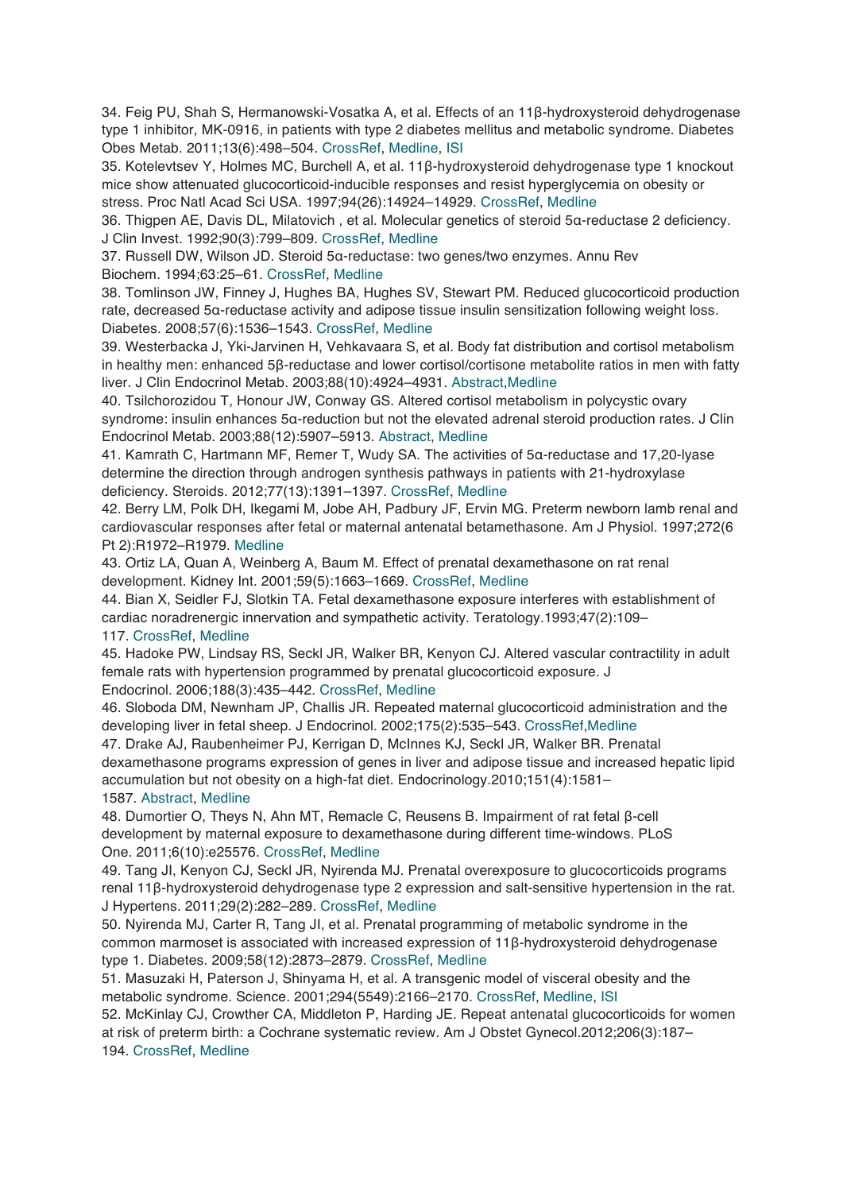34. Feig PU, Shah S, Hermanowski-Vosatka A, et al. Effects of an 11β-hydroxysteroid dehydrogenase type 1 inhibitor, MK-0916, in patients with type 2 diabetes mellitus and metabolic syndrome. Diabetes Obes Metab. 2011;13(6):498–504. CrossRef, Medline, ISI

35. Kotelevtsev Y, Holmes MC, Burchell A, et al. 11β-hydroxysteroid dehydrogenase type 1 knockout mice show attenuated glucocorticoid-inducible responses and resist hyperglycemia on obesity or stress. Proc Natl Acad Sci USA. 1997;94(26):14924–14929. CrossRef, Medline

36. Thigpen AE, Davis DL, Milatovich , et al. Molecular genetics of steroid 5α-reductase 2 deficiency. J Clin Invest. 1992;90(3):799–809. CrossRef, Medline

37. Russell DW, Wilson JD. Steroid 5α-reductase: two genes/two enzymes. Annu Rev Biochem. 1994;63:25–61. CrossRef, Medline

38. Tomlinson JW, Finney J, Hughes BA, Hughes SV, Stewart PM. Reduced glucocorticoid production rate, decreased 5α-reductase activity and adipose tissue insulin sensitization following weight loss. Diabetes. 2008;57(6):1536–1543. CrossRef, Medline

39. Westerbacka J, Yki-Jarvinen H, Vehkavaara S, et al. Body fat distribution and cortisol metabolism in healthy men: enhanced 5β-reductase and lower cortisol/cortisone metabolite ratios in men with fatty liver. J Clin Endocrinol Metab. 2003;88(10):4924–4931. Abstract,Medline

40. Tsilchorozidou T, Honour JW, Conway GS. Altered cortisol metabolism in polycystic ovary syndrome: insulin enhances 5α-reduction but not the elevated adrenal steroid production rates. J Clin Endocrinol Metab. 2003;88(12):5907–5913. Abstract, Medline

41. Kamrath C, Hartmann MF, Remer T, Wudy SA. The activities of 5α-reductase and 17,20-lyase determine the direction through androgen synthesis pathways in patients with 21-hydroxylase deficiency. Steroids. 2012;77(13):1391–1397. CrossRef, Medline

42. Berry LM, Polk DH, Ikegami M, Jobe AH, Padbury JF, Ervin MG. Preterm newborn lamb renal and cardiovascular responses after fetal or maternal antenatal betamethasone. Am J Physiol. 1997;272(6 Pt 2):R1972–R1979. Medline

43. Ortiz LA, Quan A, Weinberg A, Baum M. Effect of prenatal dexamethasone on rat renal development. Kidney Int. 2001;59(5):1663–1669. CrossRef, Medline

44. Bian X, Seidler FJ, Slotkin TA. Fetal dexamethasone exposure interferes with establishment of cardiac noradrenergic innervation and sympathetic activity. Teratology.1993;47(2):109–117. CrossRef, Medline

45. Hadoke PW, Lindsay RS, Seckl JR, Walker BR, Kenyon CJ. Altered vascular contractility in adult female rats with hypertension programmed by prenatal glucocorticoid exposure. J Endocrinol. 2006;188(3):435–442. CrossRef, Medline

46. Sloboda DM, Newnham JP, Challis JR. Repeated maternal glucocorticoid administration and the developing liver in fetal sheep. J Endocrinol. 2002;175(2):535–543. CrossRef,Medline

47. Drake AJ, Raubenheimer PJ, Kerrigan D, McInnes KJ, Seckl JR, Walker BR. Prenatal dexamethasone programs expression of genes in liver and adipose tissue and increased hepatic lipid accumulation but not obesity on a high-fat diet. Endocrinology.2010;151(4):1581–1587. Abstract, Medline

48. Dumortier O, Theys N, Ahn MT, Remacle C, Reusens B. Impairment of rat fetal β-cell development by maternal exposure to dexamethasone during different time-windows. PLoS One. 2011;6(10):e25576. CrossRef, Medline

49. Tang JI, Kenyon CJ, Seckl JR, Nyirenda MJ. Prenatal overexposure to glucocorticoids programs renal 11β-hydroxysteroid dehydrogenase type 2 expression and salt-sensitive hypertension in the rat. J Hypertens. 2011;29(2):282–289. CrossRef, Medline

50. Nyirenda MJ, Carter R, Tang JI, et al. Prenatal programming of metabolic syndrome in the common marmoset is associated with increased expression of 11β-hydroxysteroid dehydrogenase type 1. Diabetes. 2009;58(12):2873–2879. CrossRef, Medline

51. Masuzaki H, Paterson J, Shinyama H, et al. A transgenic model of visceral obesity and the metabolic syndrome. Science. 2001;294(5549):2166–2170. CrossRef, Medline, ISI

52. McKinlay CJ, Crowther CA, Middleton P, Harding JE. Repeat antenatal glucocorticoids for women at risk of preterm birth: a Cochrane systematic review. Am J Obstet Gynecol.2012;206(3):187–194. CrossRef, Medline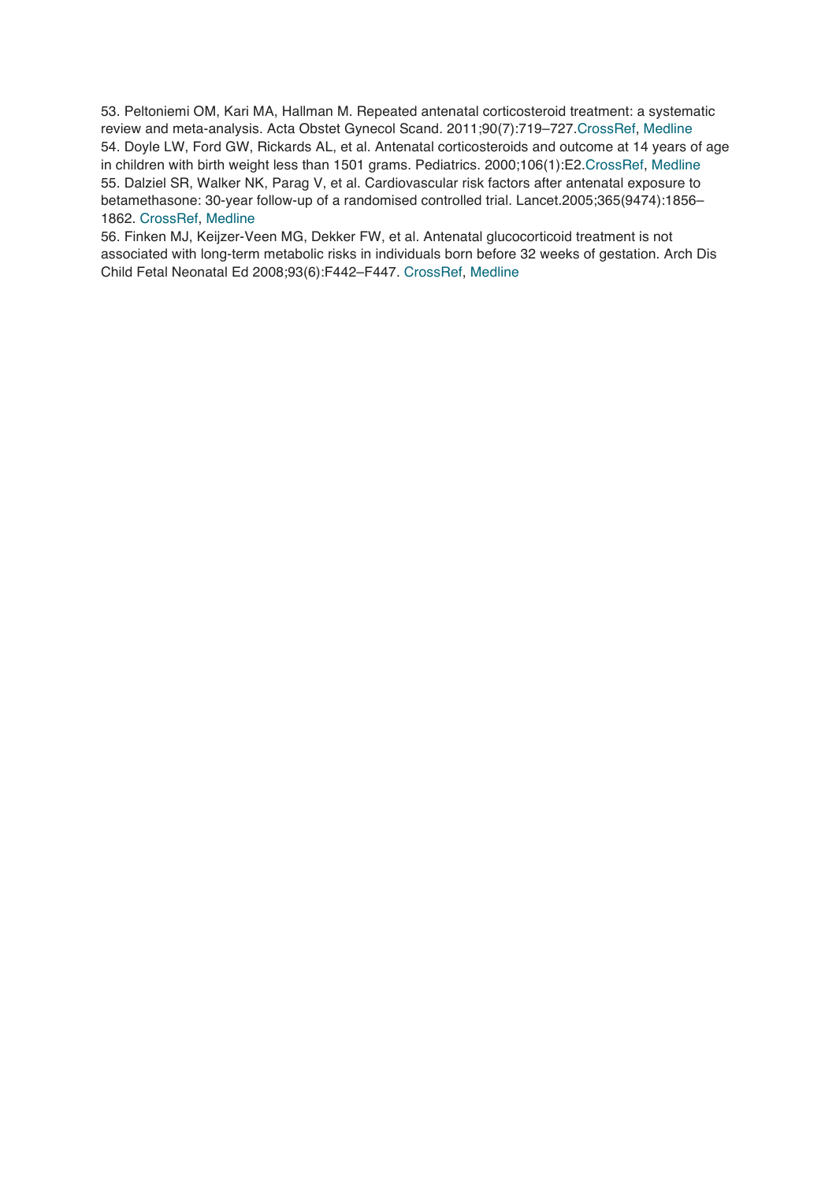53. Peltoniemi OM, Kari MA, Hallman M. Repeated antenatal corticosteroid treatment: a systematic review and meta-analysis. Acta Obstet Gynecol Scand. 2011;90(7):719–727.CrossRef, Medline

54. Doyle LW, Ford GW, Rickards AL, et al. Antenatal corticosteroids and outcome at 14 years of age in children with birth weight less than 1501 grams. Pediatrics. 2000;106(1):E2.CrossRef, Medline

55. Dalziel SR, Walker NK, Parag V, et al. Cardiovascular risk factors after antenatal exposure to betamethasone: 30-year follow-up of a randomised controlled trial. Lancet.2005;365(9474):1856–1862. CrossRef, Medline

56. Finken MJ, Keijzer-Veen MG, Dekker FW, et al. Antenatal glucocorticoid treatment is not associated with long-term metabolic risks in individuals born before 32 weeks of gestation. Arch Dis Child Fetal Neonatal Ed 2008;93(6):F442–F447. CrossRef, Medline